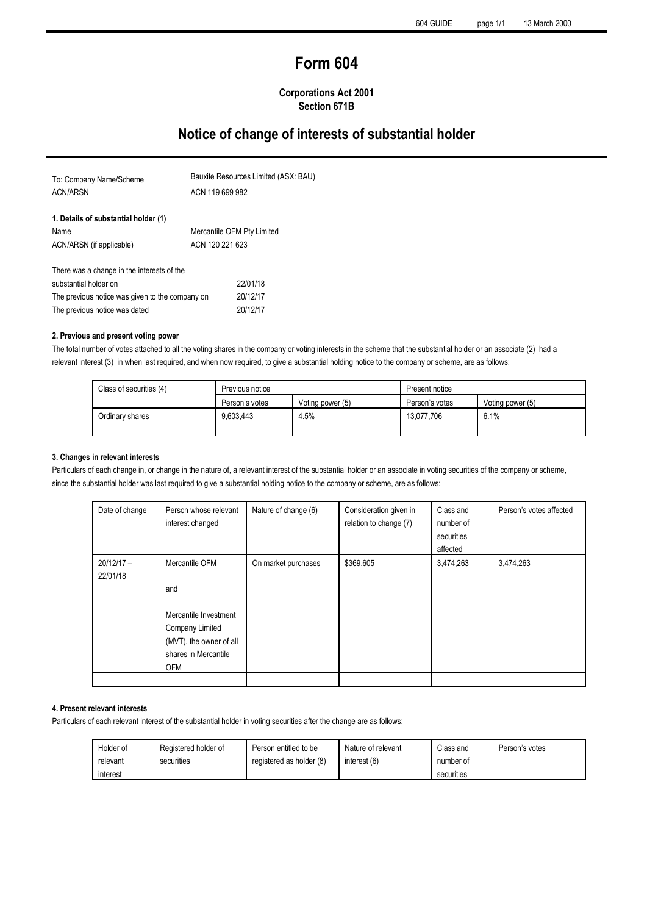# Form 604

**Corporations Act 2001**
**Section 671B**

## Notice of change of interests of substantial holder

| | |
|---|---|
| To: Company Name/Scheme | Bauxite Resources Limited (ASX: BAU) |
| ACN/ARSN | ACN 119 699 982 |

### 1. Details of substantial holder (1)

| | |
|---|---|
| Name | Mercantile OFM Pty Limited |
| ACN/ARSN (if applicable) | ACN 120 221 623 |

| | |
|---|---|
| There was a change in the interests of the substantial holder on | 22/01/18 |
| The previous notice was given to the company on | 20/12/17 |
| The previous notice was dated | 20/12/17 |

### 2. Previous and present voting power

The total number of votes attached to all the voting shares in the company or voting interests in the scheme that the substantial holder or an associate (2) had a relevant interest (3) in when last required, and when now required, to give a substantial holding notice to the company or scheme, are as follows:

| Class of securities (4) | Previous notice | | Present notice | |
|---|---|---|---|---|
| | Person's votes | Voting power (5) | Person's votes | Voting power (5) |
| Ordinary shares | 9,603,443 | 4.5% | 13,077,706 | 6.1% |
| | | | | |

### 3. Changes in relevant interests

Particulars of each change in, or change in the nature of, a relevant interest of the substantial holder or an associate in voting securities of the company or scheme, since the substantial holder was last required to give a substantial holding notice to the company or scheme, are as follows:

| Date of change | Person whose relevant interest changed | Nature of change (6) | Consideration given in relation to change (7) | Class and number of securities affected | Person's votes affected |
|---|---|---|---|---|---|
| 20/12/17 – 22/01/18 | Mercantile OFM<br><br>and<br><br>Mercantile Investment Company Limited (MVT), the owner of all shares in Mercantile OFM | On market purchases | $369,605 | 3,474,263 | 3,474,263 |
| | | | | | |

### 4. Present relevant interests

Particulars of each relevant interest of the substantial holder in voting securities after the change are as follows:

| Holder of relevant interest | Registered holder of securities | Person entitled to be registered as holder (8) | Nature of relevant interest (6) | Class and number of securities | Person's votes |
|---|---|---|---|---|---|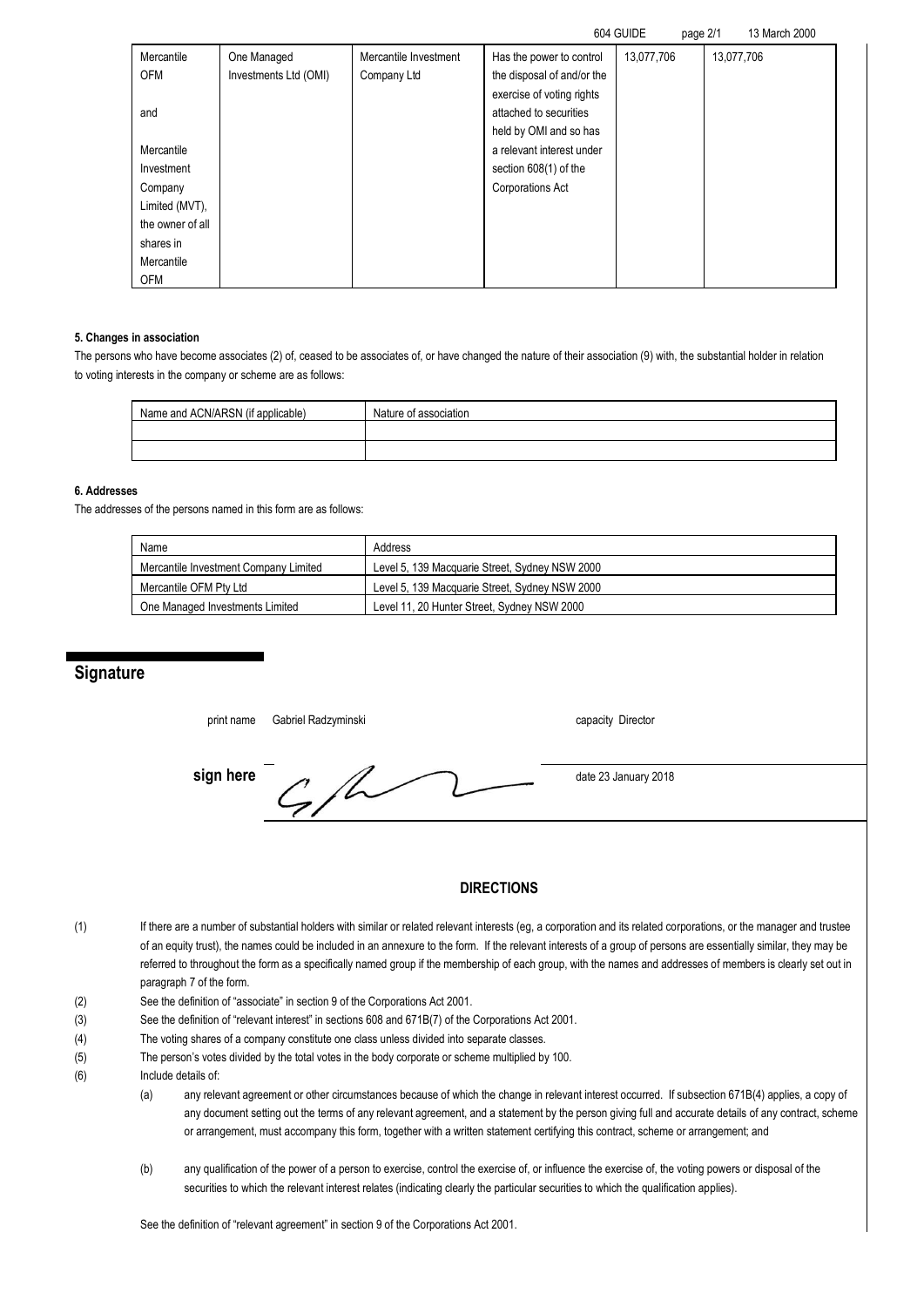| Mercantile OFM and Mercantile Investment Company Limited (MVT), the owner of all shares in Mercantile OFM | One Managed Investments Ltd (OMI) | Mercantile Investment Company Ltd | Has the power to control the disposal of and/or the exercise of voting rights attached to securities held by OMI and so has a relevant interest under section 608(1) of the Corporations Act | 13,077,706 | 13,077,706 |
|---|---|---|---|---|---|

**5. Changes in association**

The persons who have become associates (2) of, ceased to be associates of, or have changed the nature of their association (9) with, the substantial holder in relation to voting interests in the company or scheme are as follows:

| Name and ACN/ARSN (if applicable) | Nature of association |
|---|---|
| | |
| | |

**6. Addresses**

The addresses of the persons named in this form are as follows:

| Name | Address |
|---|---|
| Mercantile Investment Company Limited | Level 5, 139 Macquarie Street, Sydney NSW 2000 |
| Mercantile OFM Pty Ltd | Level 5, 139 Macquarie Street, Sydney NSW 2000 |
| One Managed Investments Limited | Level 11, 20 Hunter Street, Sydney NSW 2000 |

## Signature

print name Gabriel Radzyminski capacity Director

**sign here** date 23 January 2018

### DIRECTIONS

(1) If there are a number of substantial holders with similar or related relevant interests (eg, a corporation and its related corporations, or the manager and trustee of an equity trust), the names could be included in an annexure to the form. If the relevant interests of a group of persons are essentially similar, they may be referred to throughout the form as a specifically named group if the membership of each group, with the names and addresses of members is clearly set out in paragraph 7 of the form.

(2) See the definition of "associate" in section 9 of the Corporations Act 2001.

(3) See the definition of "relevant interest" in sections 608 and 671B(7) of the Corporations Act 2001.

(4) The voting shares of a company constitute one class unless divided into separate classes.

(5) The person's votes divided by the total votes in the body corporate or scheme multiplied by 100.

(6) Include details of:

(a) any relevant agreement or other circumstances because of which the change in relevant interest occurred. If subsection 671B(4) applies, a copy of any document setting out the terms of any relevant agreement, and a statement by the person giving full and accurate details of any contract, scheme or arrangement, must accompany this form, together with a written statement certifying this contract, scheme or arrangement; and

(b) any qualification of the power of a person to exercise, control the exercise of, or influence the exercise of, the voting powers or disposal of the securities to which the relevant interest relates (indicating clearly the particular securities to which the qualification applies).

See the definition of "relevant agreement" in section 9 of the Corporations Act 2001.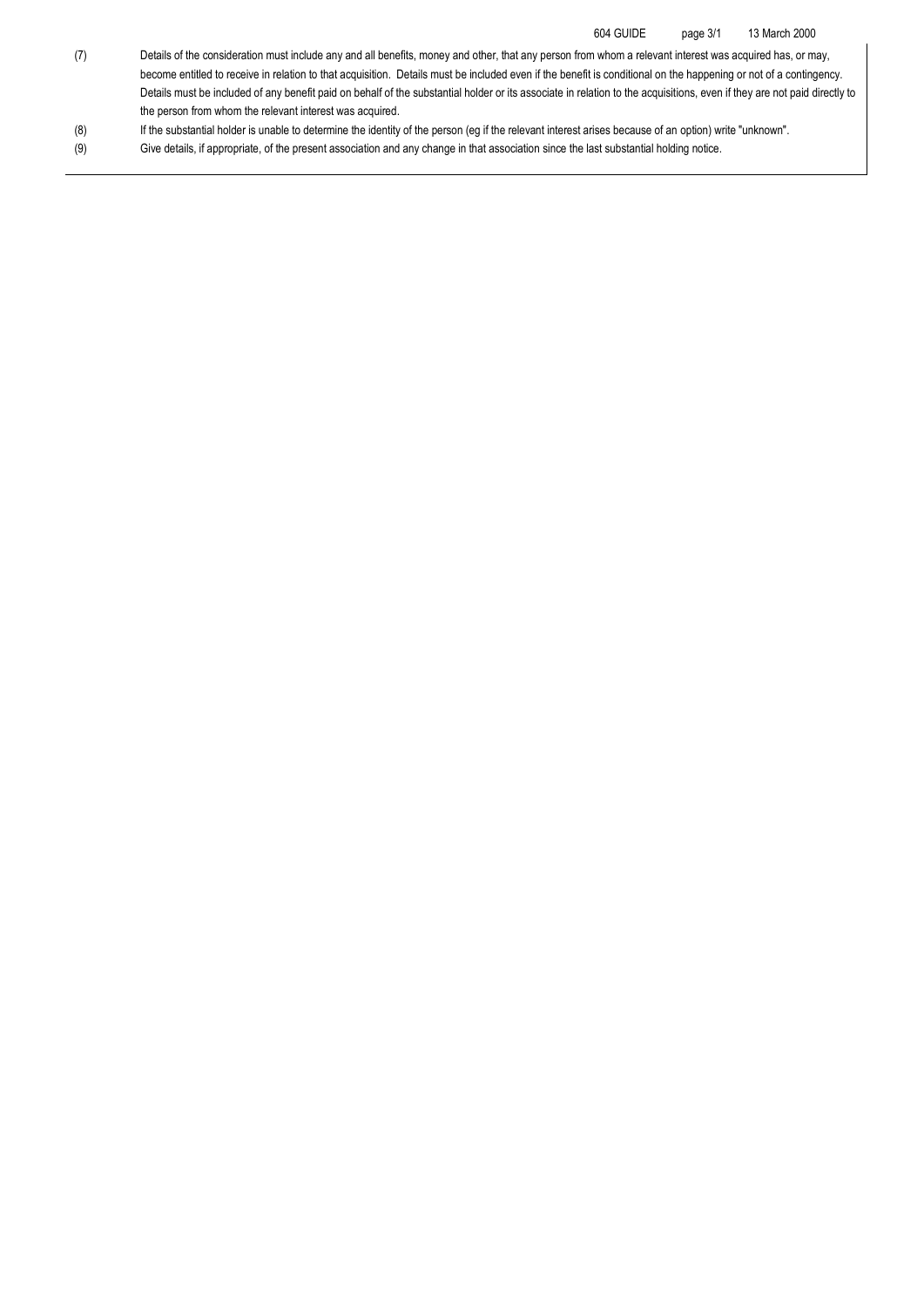(7) Details of the consideration must include any and all benefits, money and other, that any person from whom a relevant interest was acquired has, or may, become entitled to receive in relation to that acquisition. Details must be included even if the benefit is conditional on the happening or not of a contingency. Details must be included of any benefit paid on behalf of the substantial holder or its associate in relation to the acquisitions, even if they are not paid directly to the person from whom the relevant interest was acquired.

(8) If the substantial holder is unable to determine the identity of the person (eg if the relevant interest arises because of an option) write "unknown".

(9) Give details, if appropriate, of the present association and any change in that association since the last substantial holding notice.